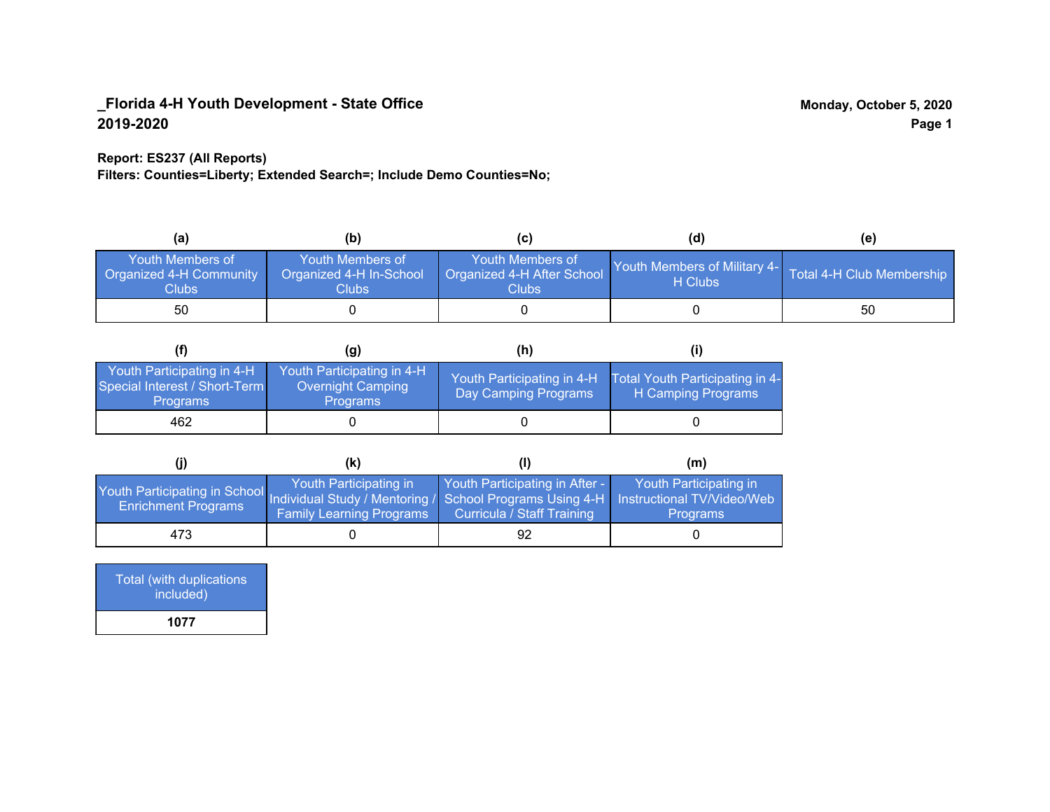**_Florida 4-H Youth Development - State Office**
**2019-2020**

**Monday, October 5, 2020**

**Report: ES237 (All Reports)**
**Filters: Counties=Liberty; Extended Search=; Include Demo Counties=No;**

| (a) | (b) | (c) | (d) | (e) |
|---|---|---|---|---|
| Youth Members of Organized 4-H Community Clubs | Youth Members of Organized 4-H In-School Clubs | Youth Members of Organized 4-H After School Clubs | Youth Members of Military 4-H Clubs | Total 4-H Club Membership |
| 50 | 0 | 0 | 0 | 50 |

| (f) | (g) | (h) | (i) |
|---|---|---|---|
| Youth Participating in 4-H Special Interest / Short-Term Programs | Youth Participating in 4-H Overnight Camping Programs | Youth Participating in 4-H Day Camping Programs | Total Youth Participating in 4-H Camping Programs |
| 462 | 0 | 0 | 0 |

| (j) | (k) | (l) | (m) |
|---|---|---|---|
| Youth Participating in School Enrichment Programs | Youth Participating in Individual Study / Mentoring / Family Learning Programs | Youth Participating in After - School Programs Using 4-H Curricula / Staff Training | Youth Participating in Instructional TV/Video/Web Programs |
| 473 | 0 | 92 | 0 |

| Total (with duplications included) |
|---|
| **1077** |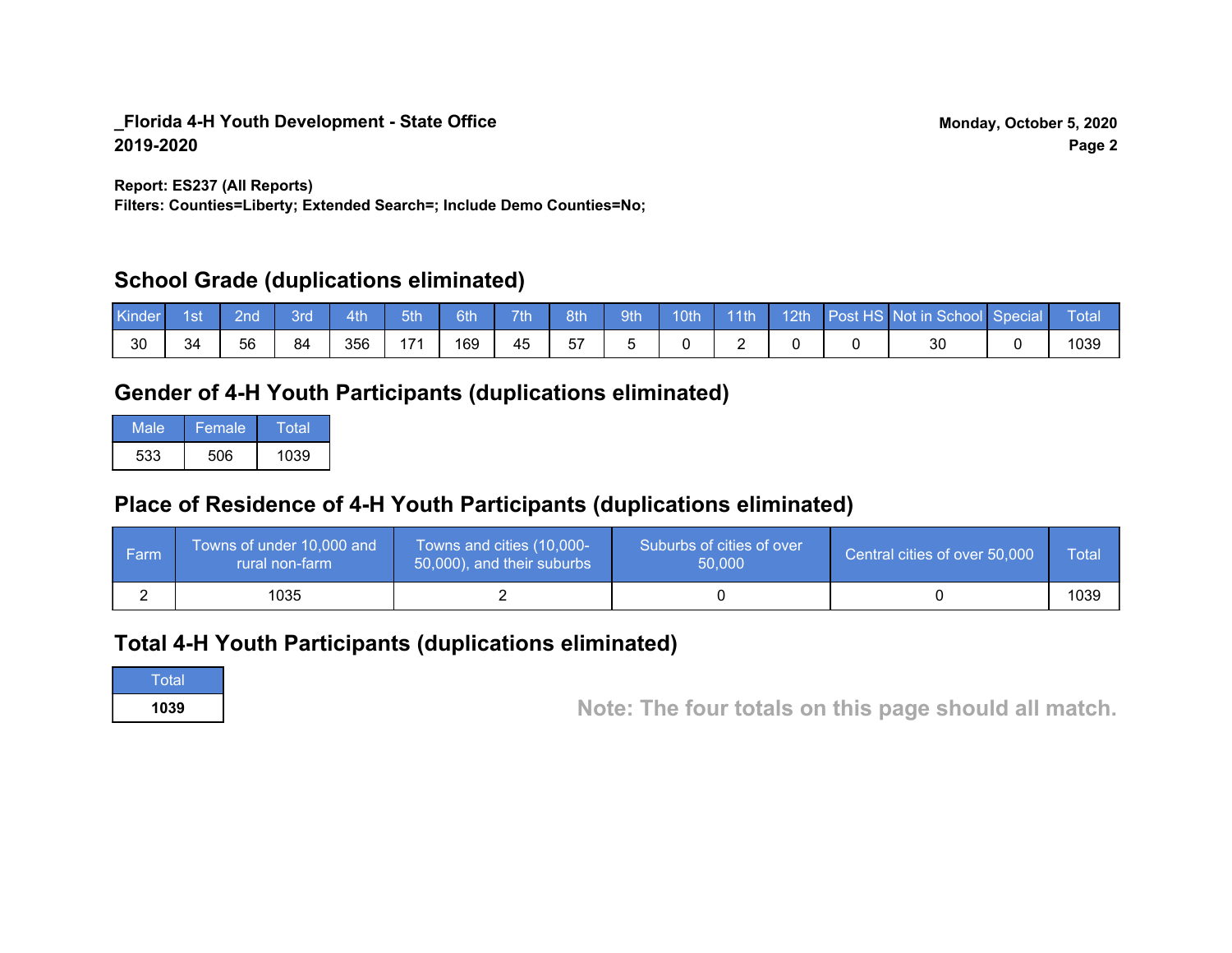**_Florida 4-H Youth Development - State Office**
**2019-2020**

**Monday, October 5, 2020**

**Report: ES237 (All Reports)**
**Filters: Counties=Liberty; Extended Search=; Include Demo Counties=No;**

## School Grade (duplications eliminated)

| Kinder | 1st | 2nd | 3rd | 4th | 5th | 6th | 7th | 8th | 9th | 10th | 11th | 12th | Post HS | Not in School | Special | Total |
|---|---|---|---|---|---|---|---|---|---|---|---|---|---|---|---|---|
| 30 | 34 | 56 | 84 | 356 | 171 | 169 | 45 | 57 | 5 | 0 | 2 | 0 | 0 | 30 | 0 | 1039 |

## Gender of 4-H Youth Participants (duplications eliminated)

| Male | Female | Total |
|---|---|---|
| 533 | 506 | 1039 |

## Place of Residence of 4-H Youth Participants (duplications eliminated)

| Farm | Towns of under 10,000 and rural non-farm | Towns and cities (10,000-50,000), and their suburbs | Suburbs of cities of over 50,000 | Central cities of over 50,000 | Total |
|---|---|---|---|---|---|
| 2 | 1035 | 2 | 0 | 0 | 1039 |

## Total 4-H Youth Participants (duplications eliminated)

| Total |
|---|
| **1039** |

**Note: The four totals on this page should all match.**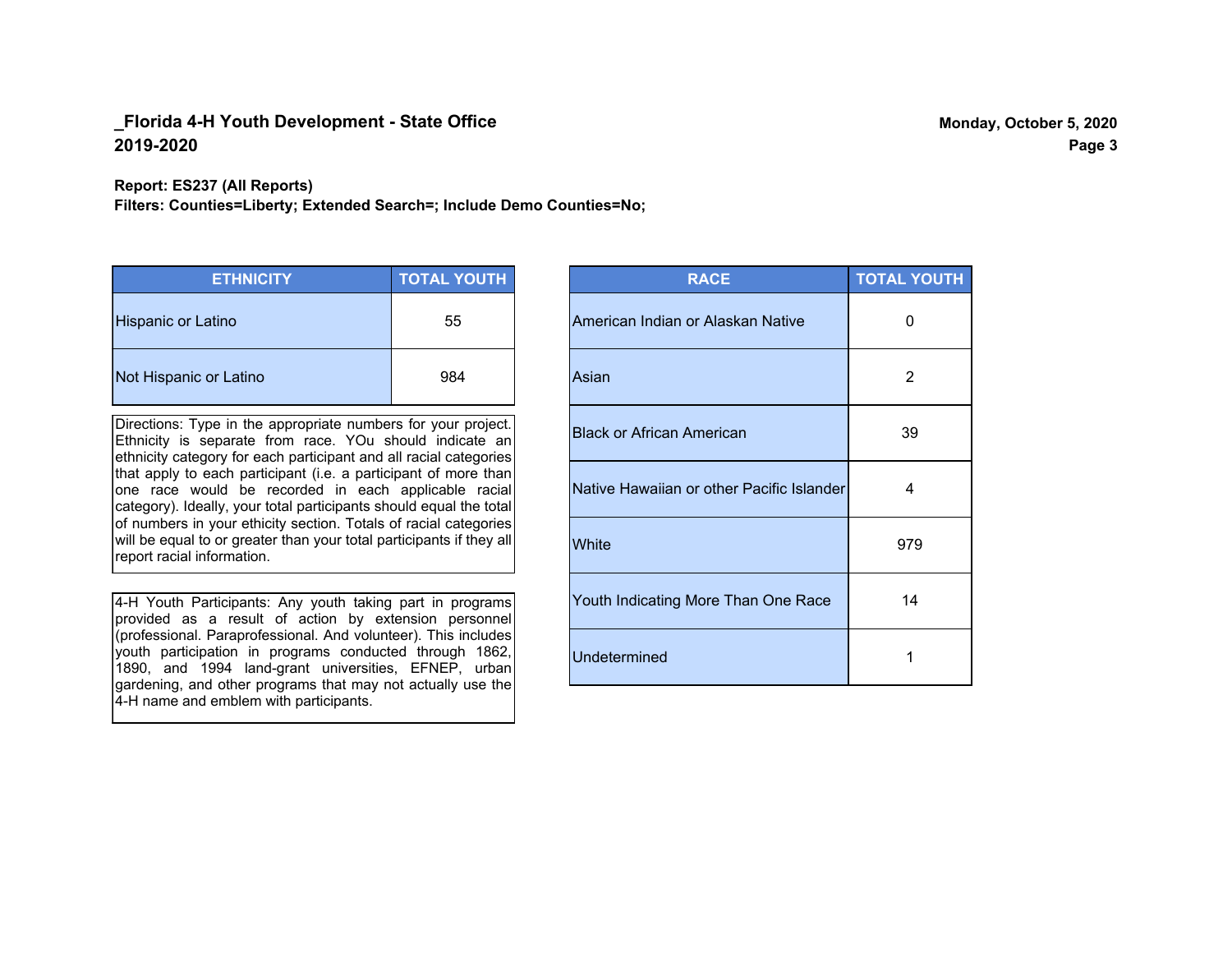**_Florida 4-H Youth Development - State Office**
**2019-2020**

**Report: ES237 (All Reports)**
**Filters: Counties=Liberty; Extended Search=; Include Demo Counties=No;**

| ETHNICITY | TOTAL YOUTH |
|---|---|
| Hispanic or Latino | 55 |
| Not Hispanic or Latino | 984 |

Directions: Type in the appropriate numbers for your project. Ethnicity is separate from race. YOu should indicate an ethnicity category for each participant and all racial categories that apply to each participant (i.e. a participant of more than one race would be recorded in each applicable racial category). Ideally, your total participants should equal the total of numbers in your ethicity section. Totals of racial categories will be equal to or greater than your total participants if they all report racial information.

4-H Youth Participants: Any youth taking part in programs provided as a result of action by extension personnel (professional. Paraprofessional. And volunteer). This includes youth participation in programs conducted through 1862, 1890, and 1994 land-grant universities, EFNEP, urban gardening, and other programs that may not actually use the 4-H name and emblem with participants.

| RACE | TOTAL YOUTH |
|---|---|
| American Indian or Alaskan Native | 0 |
| Asian | 2 |
| Black or African American | 39 |
| Native Hawaiian or other Pacific Islander | 4 |
| White | 979 |
| Youth Indicating More Than One Race | 14 |
| Undetermined | 1 |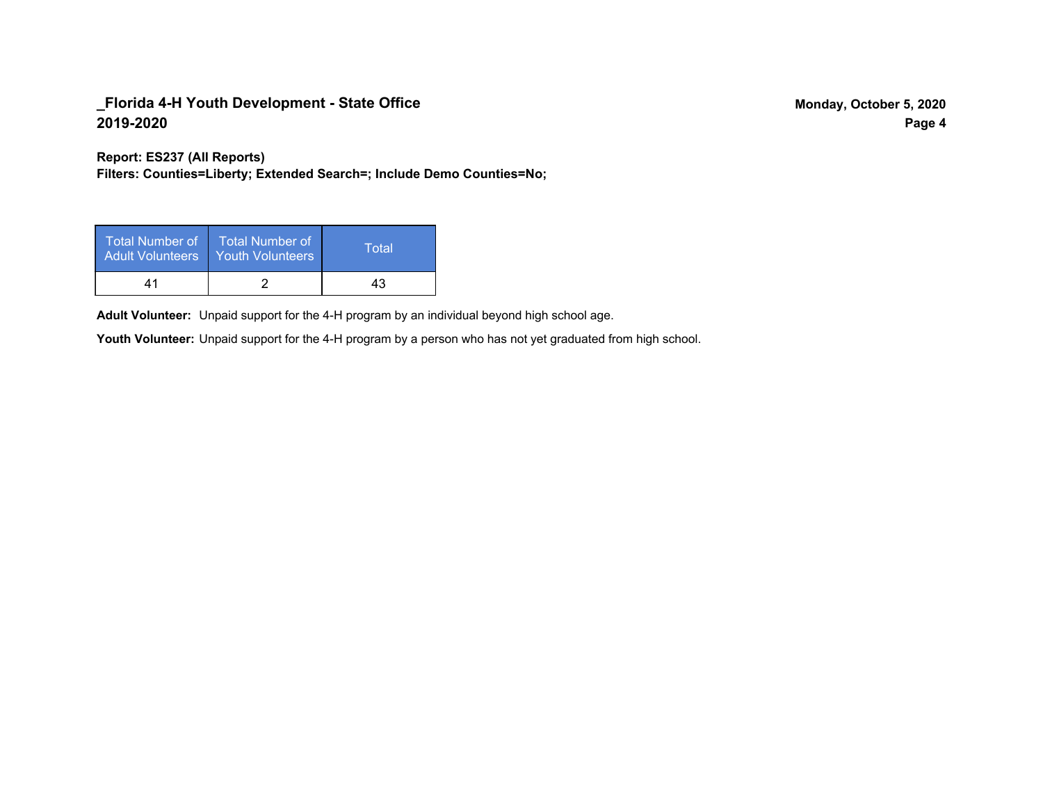## _Florida 4-H Youth Development - State Office
## 2019-2020

Monday, October 5, 2020

**Report: ES237 (All Reports)**
**Filters: Counties=Liberty; Extended Search=; Include Demo Counties=No;**

| Total Number of Adult Volunteers | Total Number of Youth Volunteers | Total |
|---|---|---|
| 41 | 2 | 43 |

**Adult Volunteer:** Unpaid support for the 4-H program by an individual beyond high school age.

**Youth Volunteer:** Unpaid support for the 4-H program by a person who has not yet graduated from high school.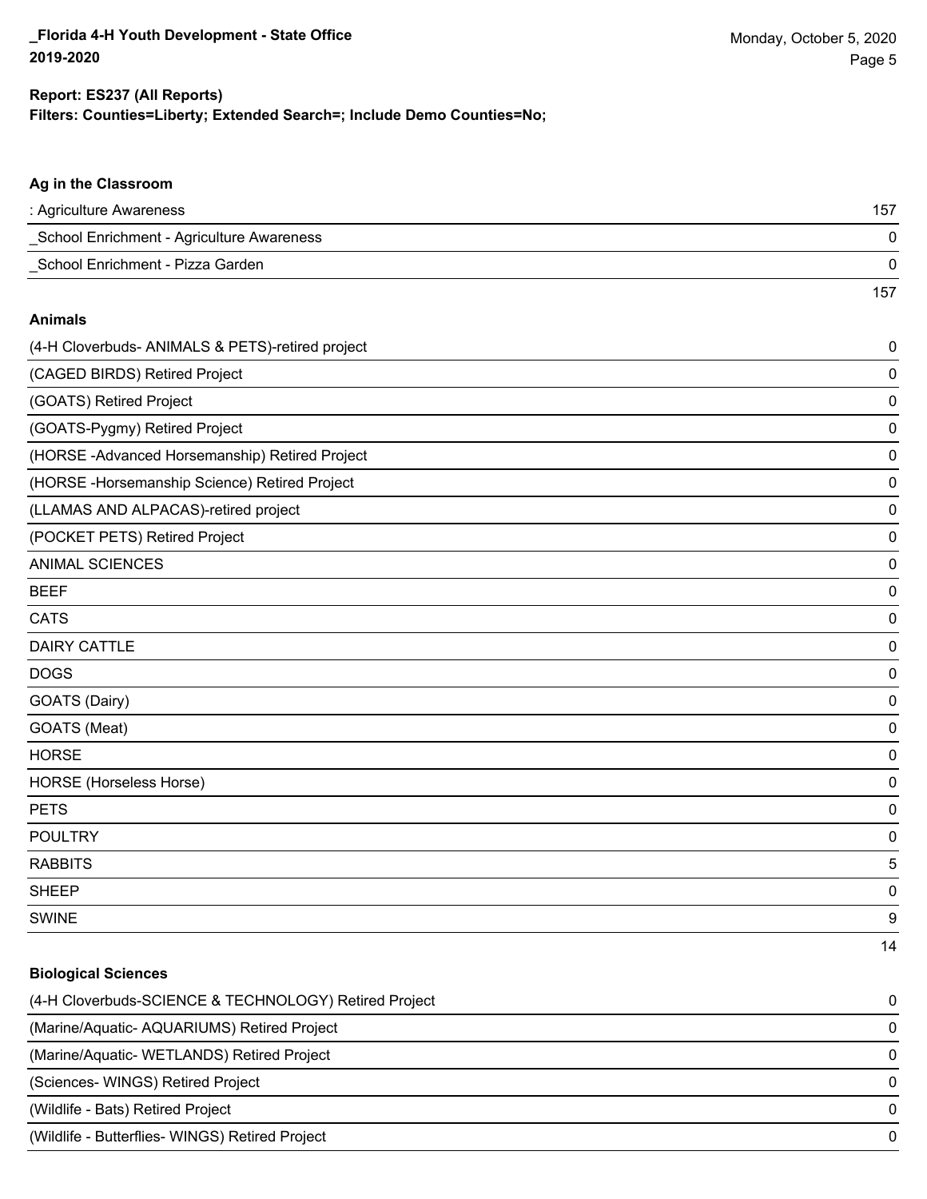**Report: ES237 (All Reports)**
**Filters: Counties=Liberty; Extended Search=; Include Demo Counties=No;**

### Ag in the Classroom

| | |
|---|---|
| : Agriculture Awareness | 157 |
| _School Enrichment - Agriculture Awareness | 0 |
| _School Enrichment - Pizza Garden | 0 |
| | 157 |

### Animals

| | |
|---|---|
| (4-H Cloverbuds- ANIMALS & PETS)-retired project | 0 |
| (CAGED BIRDS) Retired Project | 0 |
| (GOATS) Retired Project | 0 |
| (GOATS-Pygmy) Retired Project | 0 |
| (HORSE -Advanced Horsemanship) Retired Project | 0 |
| (HORSE -Horsemanship Science) Retired Project | 0 |
| (LLAMAS AND ALPACAS)-retired project | 0 |
| (POCKET PETS) Retired Project | 0 |
| ANIMAL SCIENCES | 0 |
| BEEF | 0 |
| CATS | 0 |
| DAIRY CATTLE | 0 |
| DOGS | 0 |
| GOATS (Dairy) | 0 |
| GOATS (Meat) | 0 |
| HORSE | 0 |
| HORSE (Horseless Horse) | 0 |
| PETS | 0 |
| POULTRY | 0 |
| RABBITS | 5 |
| SHEEP | 0 |
| SWINE | 9 |
| | 14 |

### Biological Sciences

| | |
|---|---|
| (4-H Cloverbuds-SCIENCE & TECHNOLOGY) Retired Project | 0 |
| (Marine/Aquatic- AQUARIUMS) Retired Project | 0 |
| (Marine/Aquatic- WETLANDS) Retired Project | 0 |
| (Sciences- WINGS) Retired Project | 0 |
| (Wildlife - Bats) Retired Project | 0 |
| (Wildlife - Butterflies- WINGS) Retired Project | 0 |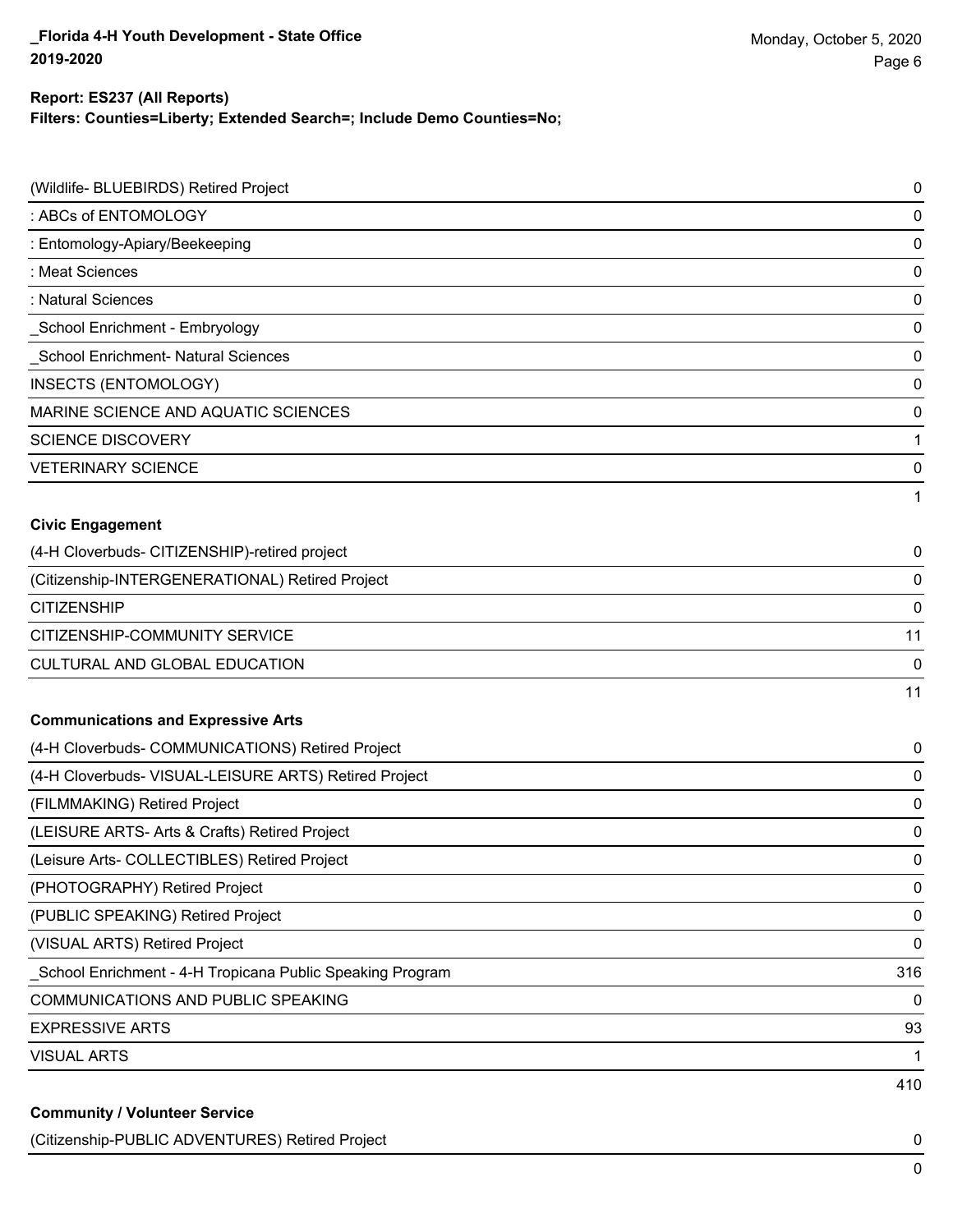**Report: ES237 (All Reports)**
**Filters: Counties=Liberty; Extended Search=; Include Demo Counties=No;**

| | |
|---|---|
| (Wildlife- BLUEBIRDS) Retired Project | 0 |
| : ABCs of ENTOMOLOGY | 0 |
| : Entomology-Apiary/Beekeeping | 0 |
| : Meat Sciences | 0 |
| : Natural Sciences | 0 |
| _School Enrichment - Embryology | 0 |
| _School Enrichment- Natural Sciences | 0 |
| INSECTS (ENTOMOLOGY) | 0 |
| MARINE SCIENCE AND AQUATIC SCIENCES | 0 |
| SCIENCE DISCOVERY | 1 |
| VETERINARY SCIENCE | 0 |
| | 1 |

**Civic Engagement**

| | |
|---|---|
| (4-H Cloverbuds- CITIZENSHIP)-retired project | 0 |
| (Citizenship-INTERGENERATIONAL) Retired Project | 0 |
| CITIZENSHIP | 0 |
| CITIZENSHIP-COMMUNITY SERVICE | 11 |
| CULTURAL AND GLOBAL EDUCATION | 0 |
| | 11 |

**Communications and Expressive Arts**

| | |
|---|---|
| (4-H Cloverbuds- COMMUNICATIONS) Retired Project | 0 |
| (4-H Cloverbuds- VISUAL-LEISURE ARTS) Retired Project | 0 |
| (FILMMAKING) Retired Project | 0 |
| (LEISURE ARTS- Arts & Crafts) Retired Project | 0 |
| (Leisure Arts- COLLECTIBLES) Retired Project | 0 |
| (PHOTOGRAPHY) Retired Project | 0 |
| (PUBLIC SPEAKING) Retired Project | 0 |
| (VISUAL ARTS) Retired Project | 0 |
| _School Enrichment - 4-H Tropicana Public Speaking Program | 316 |
| COMMUNICATIONS AND PUBLIC SPEAKING | 0 |
| EXPRESSIVE ARTS | 93 |
| VISUAL ARTS | 1 |
| | 410 |

**Community / Volunteer Service**

| | |
|---|---|
| (Citizenship-PUBLIC ADVENTURES) Retired Project | 0 |
| | 0 |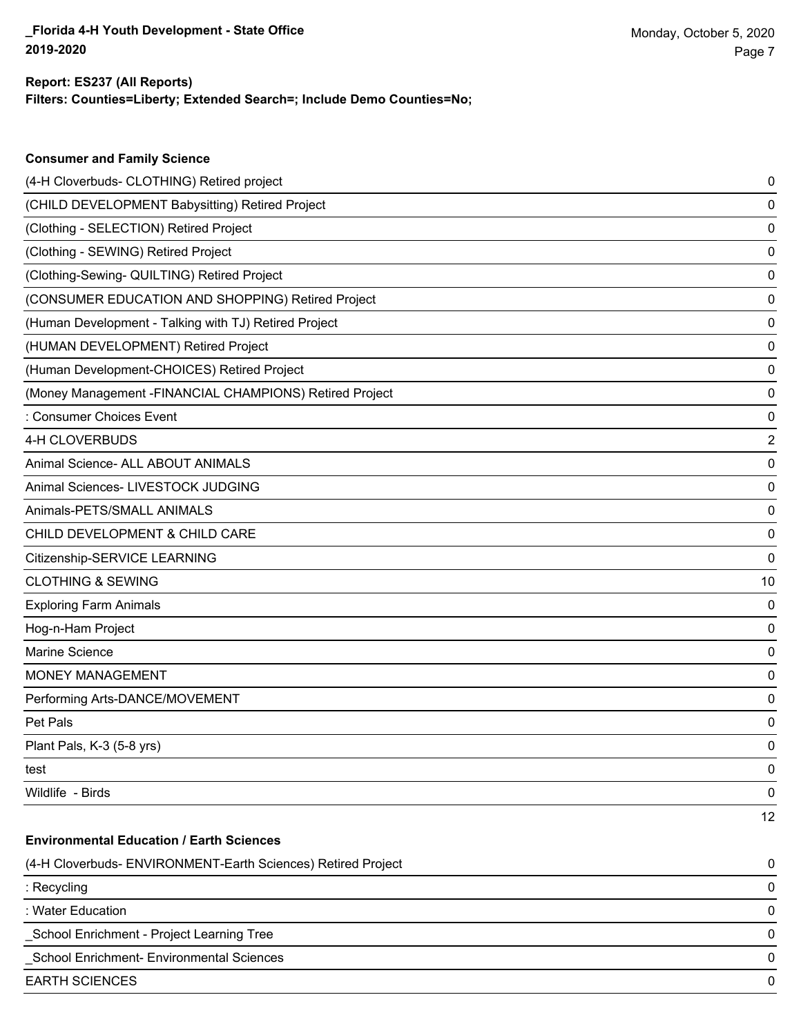**Report: ES237 (All Reports)**
**Filters: Counties=Liberty; Extended Search=; Include Demo Counties=No;**

### Consumer and Family Science

| | |
|---|---|
| (4-H Cloverbuds- CLOTHING) Retired project | 0 |
| (CHILD DEVELOPMENT Babysitting) Retired Project | 0 |
| (Clothing - SELECTION) Retired Project | 0 |
| (Clothing - SEWING) Retired Project | 0 |
| (Clothing-Sewing- QUILTING) Retired Project | 0 |
| (CONSUMER EDUCATION AND SHOPPING) Retired Project | 0 |
| (Human Development - Talking with TJ) Retired Project | 0 |
| (HUMAN DEVELOPMENT) Retired Project | 0 |
| (Human Development-CHOICES) Retired Project | 0 |
| (Money Management -FINANCIAL CHAMPIONS) Retired Project | 0 |
| : Consumer Choices Event | 0 |
| 4-H CLOVERBUDS | 2 |
| Animal Science- ALL ABOUT ANIMALS | 0 |
| Animal Sciences- LIVESTOCK JUDGING | 0 |
| Animals-PETS/SMALL ANIMALS | 0 |
| CHILD DEVELOPMENT & CHILD CARE | 0 |
| Citizenship-SERVICE LEARNING | 0 |
| CLOTHING & SEWING | 10 |
| Exploring Farm Animals | 0 |
| Hog-n-Ham Project | 0 |
| Marine Science | 0 |
| MONEY MANAGEMENT | 0 |
| Performing Arts-DANCE/MOVEMENT | 0 |
| Pet Pals | 0 |
| Plant Pals, K-3 (5-8 yrs) | 0 |
| test | 0 |
| Wildlife - Birds | 0 |
| | 12 |

### Environmental Education / Earth Sciences

| | |
|---|---|
| (4-H Cloverbuds- ENVIRONMENT-Earth Sciences) Retired Project | 0 |
| : Recycling | 0 |
| : Water Education | 0 |
| _School Enrichment - Project Learning Tree | 0 |
| _School Enrichment- Environmental Sciences | 0 |
| EARTH SCIENCES | 0 |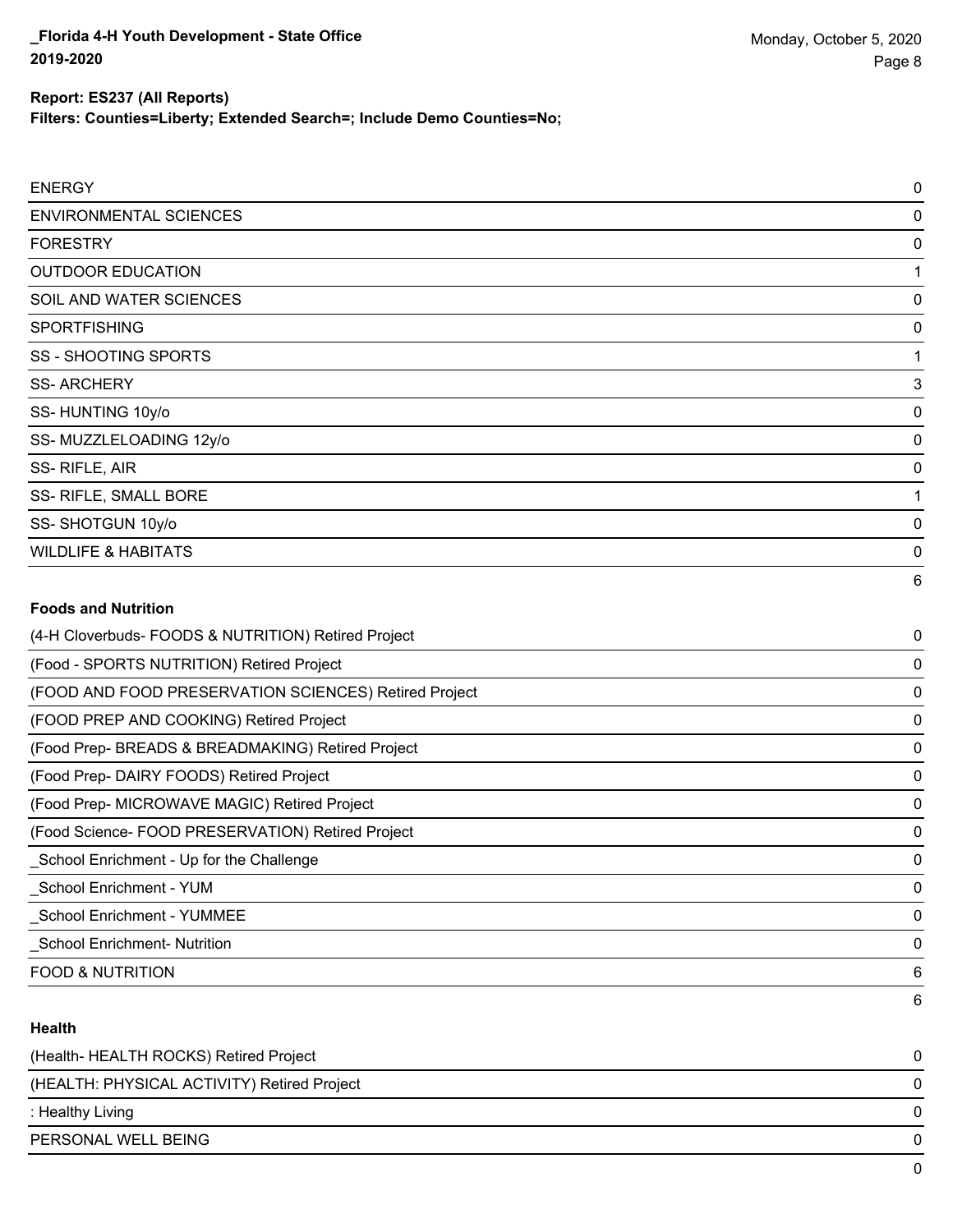**Report: ES237 (All Reports)**

**Filters: Counties=Liberty; Extended Search=; Include Demo Counties=No;**

| | |
|---|---|
| ENERGY | 0 |
| ENVIRONMENTAL SCIENCES | 0 |
| FORESTRY | 0 |
| OUTDOOR EDUCATION | 1 |
| SOIL AND WATER SCIENCES | 0 |
| SPORTFISHING | 0 |
| SS - SHOOTING SPORTS | 1 |
| SS- ARCHERY | 3 |
| SS- HUNTING 10y/o | 0 |
| SS- MUZZLELOADING 12y/o | 0 |
| SS- RIFLE, AIR | 0 |
| SS- RIFLE, SMALL BORE | 1 |
| SS- SHOTGUN 10y/o | 0 |
| WILDLIFE & HABITATS | 0 |
| | 6 |

**Foods and Nutrition**

| | |
|---|---|
| (4-H Cloverbuds- FOODS & NUTRITION) Retired Project | 0 |
| (Food - SPORTS NUTRITION) Retired Project | 0 |
| (FOOD AND FOOD PRESERVATION SCIENCES) Retired Project | 0 |
| (FOOD PREP AND COOKING) Retired Project | 0 |
| (Food Prep- BREADS & BREADMAKING) Retired Project | 0 |
| (Food Prep- DAIRY FOODS) Retired Project | 0 |
| (Food Prep- MICROWAVE MAGIC) Retired Project | 0 |
| (Food Science- FOOD PRESERVATION) Retired Project | 0 |
| _School Enrichment - Up for the Challenge | 0 |
| _School Enrichment - YUM | 0 |
| _School Enrichment - YUMMEE | 0 |
| _School Enrichment- Nutrition | 0 |
| FOOD & NUTRITION | 6 |
| | 6 |

**Health**

| | |
|---|---|
| (Health- HEALTH ROCKS) Retired Project | 0 |
| (HEALTH: PHYSICAL ACTIVITY) Retired Project | 0 |
| : Healthy Living | 0 |
| PERSONAL WELL BEING | 0 |
| | 0 |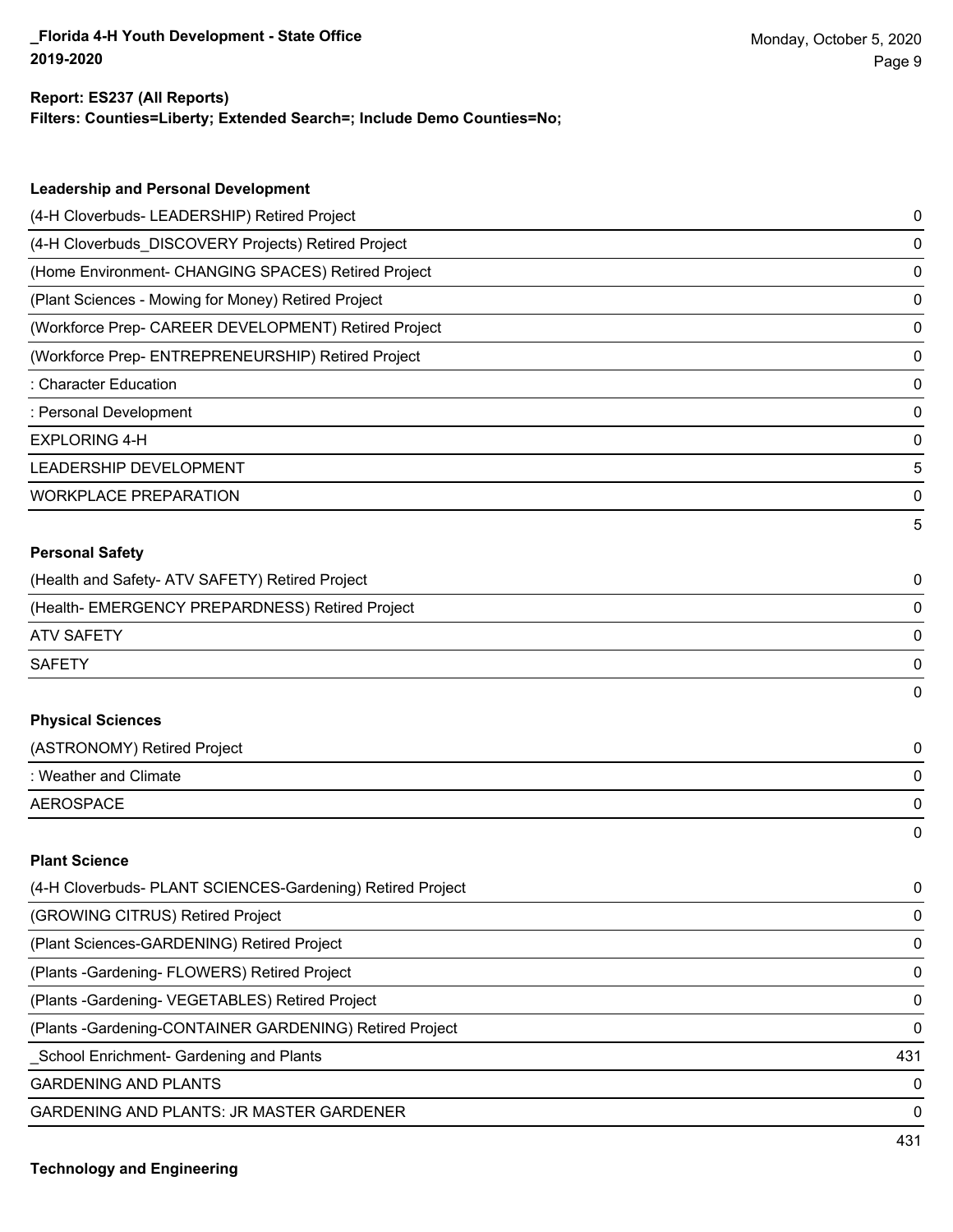**Report: ES237 (All Reports)**
**Filters: Counties=Liberty; Extended Search=; Include Demo Counties=No;**

### Leadership and Personal Development

| Project | Count |
|---|---|
| (4-H Cloverbuds- LEADERSHIP) Retired Project | 0 |
| (4-H Cloverbuds_DISCOVERY Projects) Retired Project | 0 |
| (Home Environment- CHANGING SPACES) Retired Project | 0 |
| (Plant Sciences - Mowing for Money) Retired Project | 0 |
| (Workforce Prep- CAREER DEVELOPMENT) Retired Project | 0 |
| (Workforce Prep- ENTREPRENEURSHIP) Retired Project | 0 |
| : Character Education | 0 |
| : Personal Development | 0 |
| EXPLORING 4-H | 0 |
| LEADERSHIP DEVELOPMENT | 5 |
| WORKPLACE PREPARATION | 0 |
| | 5 |

### Personal Safety

| Project | Count |
|---|---|
| (Health and Safety- ATV SAFETY) Retired Project | 0 |
| (Health- EMERGENCY PREPARDNESS) Retired Project | 0 |
| ATV SAFETY | 0 |
| SAFETY | 0 |
| | 0 |

### Physical Sciences

| Project | Count |
|---|---|
| (ASTRONOMY) Retired Project | 0 |
| : Weather and Climate | 0 |
| AEROSPACE | 0 |
| | 0 |

### Plant Science

| Project | Count |
|---|---|
| (4-H Cloverbuds- PLANT SCIENCES-Gardening) Retired Project | 0 |
| (GROWING CITRUS) Retired Project | 0 |
| (Plant Sciences-GARDENING) Retired Project | 0 |
| (Plants -Gardening- FLOWERS) Retired Project | 0 |
| (Plants -Gardening- VEGETABLES) Retired Project | 0 |
| (Plants -Gardening-CONTAINER GARDENING) Retired Project | 0 |
| _School Enrichment- Gardening and Plants | 431 |
| GARDENING AND PLANTS | 0 |
| GARDENING AND PLANTS: JR MASTER GARDENER | 0 |
| | 431 |

### Technology and Engineering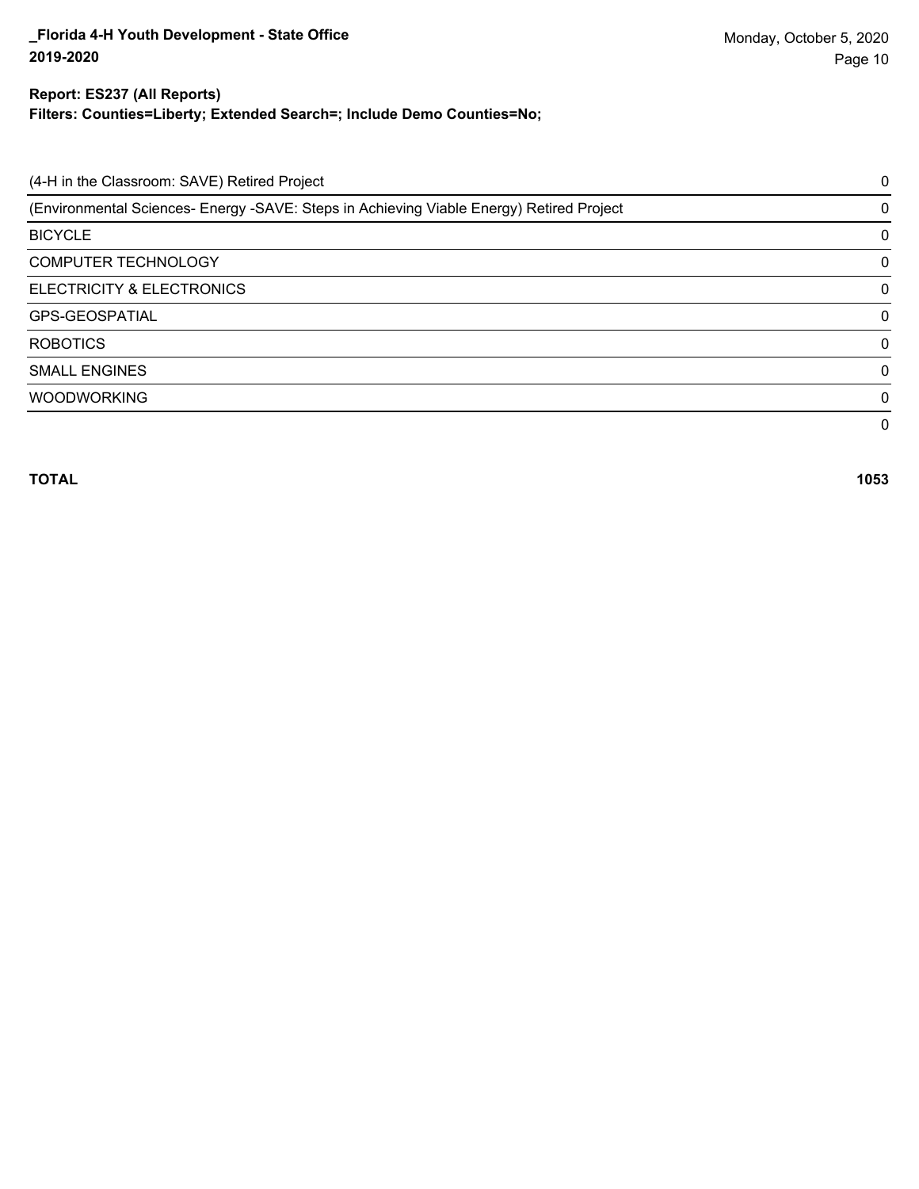**Report: ES237 (All Reports)**

**Filters: Counties=Liberty; Extended Search=; Include Demo Counties=No;**

| | |
|---|---|
| (4-H in the Classroom: SAVE) Retired Project | 0 |
| (Environmental Sciences- Energy -SAVE: Steps in Achieving Viable Energy) Retired Project | 0 |
| BICYCLE | 0 |
| COMPUTER TECHNOLOGY | 0 |
| ELECTRICITY & ELECTRONICS | 0 |
| GPS-GEOSPATIAL | 0 |
| ROBOTICS | 0 |
| SMALL ENGINES | 0 |
| WOODWORKING | 0 |
| | 0 |

**TOTAL** **1053**